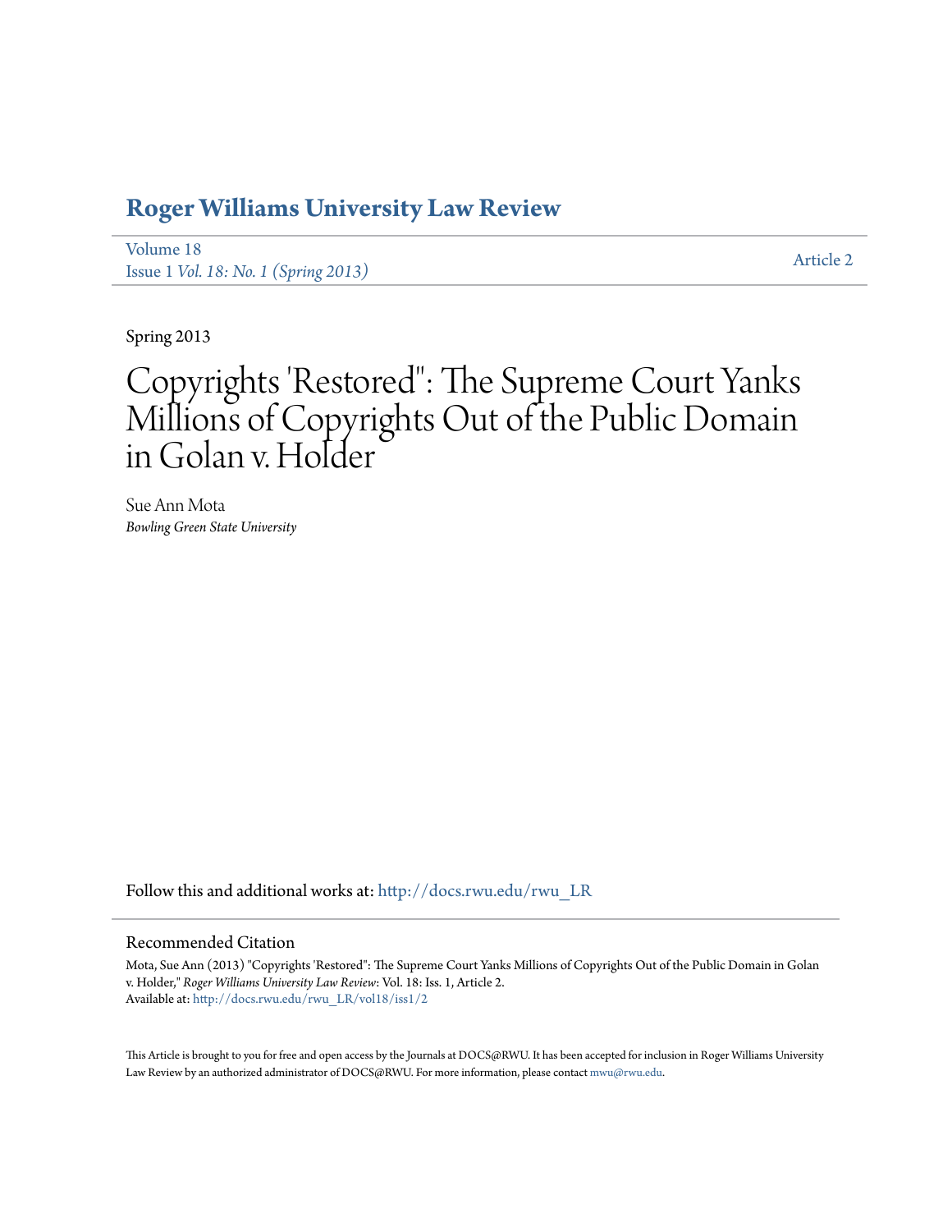## Roger Williams University Law Review

Volume 18
Issue 1 *Vol. 18: No. 1 (Spring 2013)*

Article 2

Spring 2013

# Copyrights 'Restored": The Supreme Court Yanks Millions of Copyrights Out of the Public Domain in Golan v. Holder

Sue Ann Mota
*Bowling Green State University*

Follow this and additional works at: http://docs.rwu.edu/rwu_LR

### Recommended Citation

Mota, Sue Ann (2013) "Copyrights 'Restored": The Supreme Court Yanks Millions of Copyrights Out of the Public Domain in Golan v. Holder," *Roger Williams University Law Review*: Vol. 18: Iss. 1, Article 2.
Available at: http://docs.rwu.edu/rwu_LR/vol18/iss1/2

This Article is brought to you for free and open access by the Journals at DOCS@RWU. It has been accepted for inclusion in Roger Williams University Law Review by an authorized administrator of DOCS@RWU. For more information, please contact mwu@rwu.edu.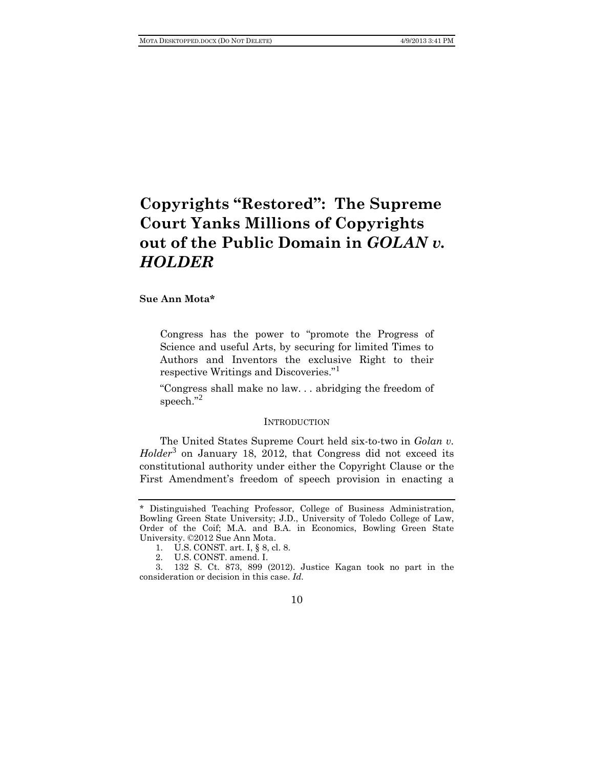# Copyrights "Restored": The Supreme Court Yanks Millions of Copyrights out of the Public Domain in *GOLAN v. HOLDER*

**Sue Ann Mota***

> Congress has the power to "promote the Progress of Science and useful Arts, by securing for limited Times to Authors and Inventors the exclusive Right to their respective Writings and Discoveries."[1]
>
> "Congress shall make no law. . . abridging the freedom of speech."[2]

## INTRODUCTION

The United States Supreme Court held six-to-two in *Golan v. Holder*[3] on January 18, 2012, that Congress did not exceed its constitutional authority under either the Copyright Clause or the First Amendment's freedom of speech provision in enacting a

---

\* Distinguished Teaching Professor, College of Business Administration, Bowling Green State University; J.D., University of Toledo College of Law, Order of the Coif; M.A. and B.A. in Economics, Bowling Green State University. ©2012 Sue Ann Mota.

1. U.S. CONST. art. I, § 8, cl. 8.

2. U.S. CONST. amend. I.

3. 132 S. Ct. 873, 899 (2012). Justice Kagan took no part in the consideration or decision in this case. *Id.*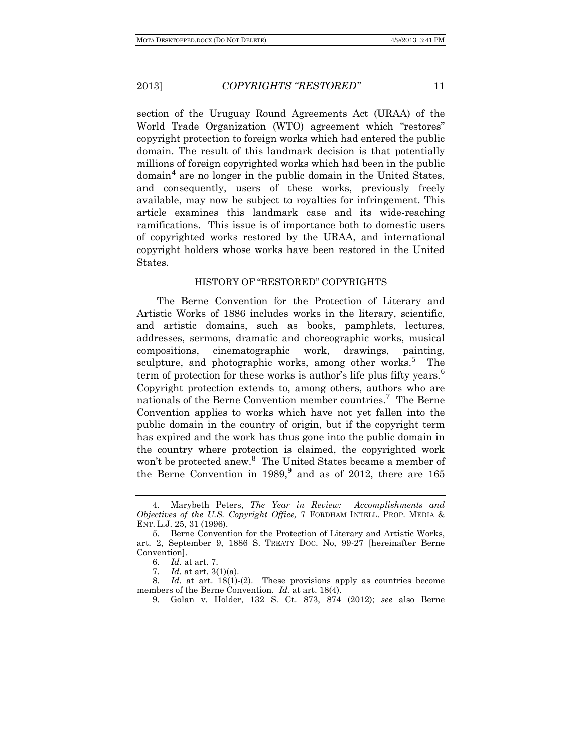section of the Uruguay Round Agreements Act (URAA) of the World Trade Organization (WTO) agreement which "restores" copyright protection to foreign works which had entered the public domain. The result of this landmark decision is that potentially millions of foreign copyrighted works which had been in the public domain[4] are no longer in the public domain in the United States, and consequently, users of these works, previously freely available, may now be subject to royalties for infringement. This article examines this landmark case and its wide-reaching ramifications. This issue is of importance both to domestic users of copyrighted works restored by the URAA, and international copyright holders whose works have been restored in the United States.

## HISTORY OF "RESTORED" COPYRIGHTS

The Berne Convention for the Protection of Literary and Artistic Works of 1886 includes works in the literary, scientific, and artistic domains, such as books, pamphlets, lectures, addresses, sermons, dramatic and choreographic works, musical compositions, cinematographic work, drawings, painting, sculpture, and photographic works, among other works.[5] The term of protection for these works is author's life plus fifty years.[6] Copyright protection extends to, among others, authors who are nationals of the Berne Convention member countries.[7] The Berne Convention applies to works which have not yet fallen into the public domain in the country of origin, but if the copyright term has expired and the work has thus gone into the public domain in the country where protection is claimed, the copyrighted work won't be protected anew.[8] The United States became a member of the Berne Convention in 1989,[9] and as of 2012, there are 165

4. Marybeth Peters, *The Year in Review: Accomplishments and Objectives of the U.S. Copyright Office,* 7 FORDHAM INTELL. PROP. MEDIA & ENT. L.J. 25, 31 (1996).

5. Berne Convention for the Protection of Literary and Artistic Works, art. 2, September 9, 1886 S. TREATY DOC. No, 99-27 [hereinafter Berne Convention].

6. *Id.* at art. 7.

7. *Id.* at art. 3(1)(a).

8. *Id.* at art. 18(1)-(2). These provisions apply as countries become members of the Berne Convention. *Id.* at art. 18(4).

9. Golan v. Holder, 132 S. Ct. 873, 874 (2012); *see* also Berne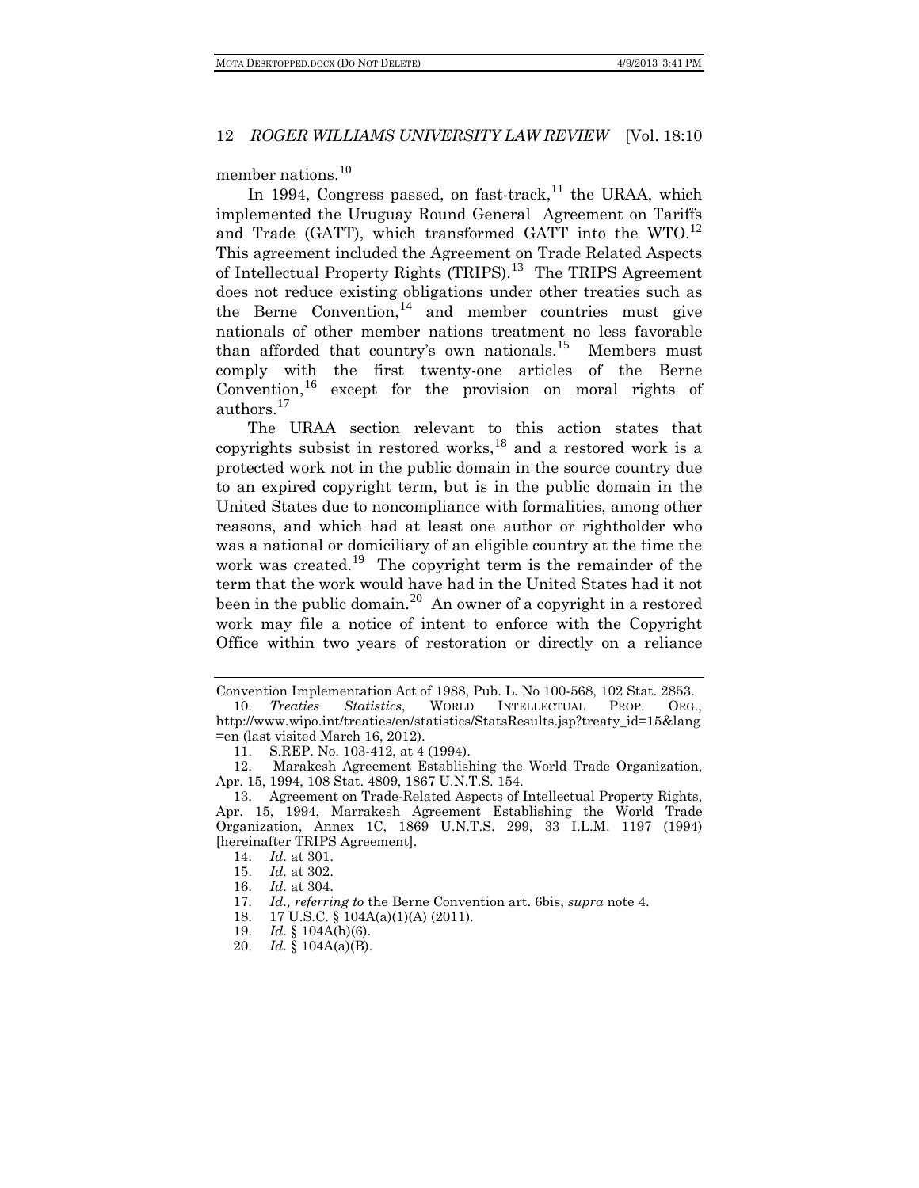member nations.[10]

In 1994, Congress passed, on fast-track,[11] the URAA, which implemented the Uruguay Round General Agreement on Tariffs and Trade (GATT), which transformed GATT into the WTO.[12] This agreement included the Agreement on Trade Related Aspects of Intellectual Property Rights (TRIPS).[13] The TRIPS Agreement does not reduce existing obligations under other treaties such as the Berne Convention,[14] and member countries must give nationals of other member nations treatment no less favorable than afforded that country's own nationals.[15] Members must comply with the first twenty-one articles of the Berne Convention,[16] except for the provision on moral rights of authors.[17]

The URAA section relevant to this action states that copyrights subsist in restored works,[18] and a restored work is a protected work not in the public domain in the source country due to an expired copyright term, but is in the public domain in the United States due to noncompliance with formalities, among other reasons, and which had at least one author or rightholder who was a national or domiciliary of an eligible country at the time the work was created.[19] The copyright term is the remainder of the term that the work would have had in the United States had it not been in the public domain.[20] An owner of a copyright in a restored work may file a notice of intent to enforce with the Copyright Office within two years of restoration or directly on a reliance

---

Convention Implementation Act of 1988, Pub. L. No 100-568, 102 Stat. 2853.

10. *Treaties Statistics*, WORLD INTELLECTUAL PROP. ORG., http://www.wipo.int/treaties/en/statistics/StatsResults.jsp?treaty_id=15&lang=en (last visited March 16, 2012).

11. S.REP. No. 103-412, at 4 (1994).

12. Marakesh Agreement Establishing the World Trade Organization, Apr. 15, 1994, 108 Stat. 4809, 1867 U.N.T.S. 154.

13. Agreement on Trade-Related Aspects of Intellectual Property Rights, Apr. 15, 1994, Marrakesh Agreement Establishing the World Trade Organization, Annex 1C, 1869 U.N.T.S. 299, 33 I.L.M. 1197 (1994) [hereinafter TRIPS Agreement].

14. *Id.* at 301.

15. *Id.* at 302.

16. *Id.* at 304.

17. *Id., referring to* the Berne Convention art. 6bis, *supra* note 4.

18. 17 U.S.C. § 104A(a)(1)(A) (2011).

19. *Id.* § 104A(h)(6).

20. *Id.* § 104A(a)(B).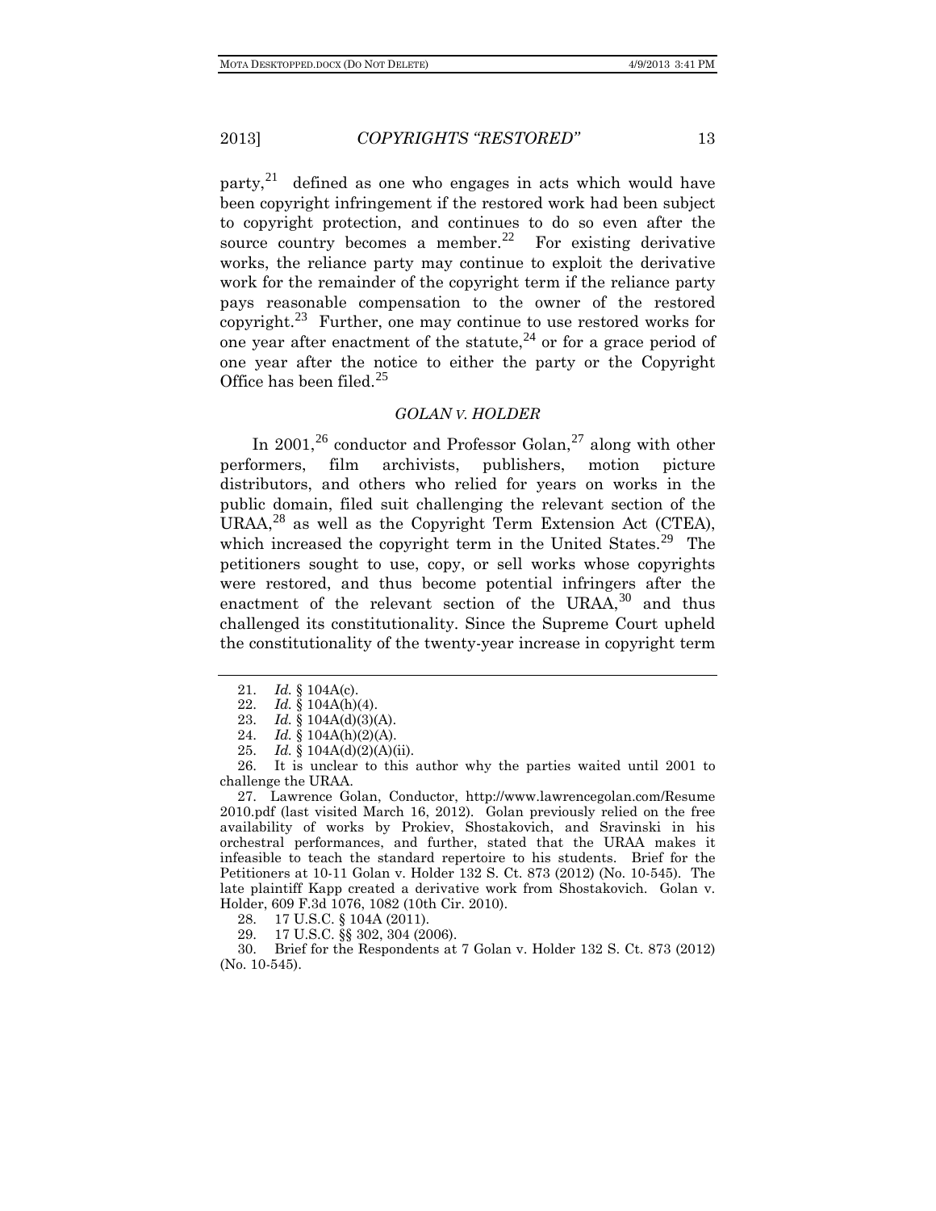party,[21] defined as one who engages in acts which would have been copyright infringement if the restored work had been subject to copyright protection, and continues to do so even after the source country becomes a member.[22] For existing derivative works, the reliance party may continue to exploit the derivative work for the remainder of the copyright term if the reliance party pays reasonable compensation to the owner of the restored copyright.[23] Further, one may continue to use restored works for one year after enactment of the statute,[24] or for a grace period of one year after the notice to either the party or the Copyright Office has been filed.[25]

## *GOLAN V. HOLDER*

In 2001,[26] conductor and Professor Golan,[27] along with other performers, film archivists, publishers, motion picture distributors, and others who relied for years on works in the public domain, filed suit challenging the relevant section of the URAA,[28] as well as the Copyright Term Extension Act (CTEA), which increased the copyright term in the United States.[29] The petitioners sought to use, copy, or sell works whose copyrights were restored, and thus become potential infringers after the enactment of the relevant section of the URAA,[30] and thus challenged its constitutionality. Since the Supreme Court upheld the constitutionality of the twenty-year increase in copyright term

---

21. *Id.* § 104A(c).

22. *Id.* § 104A(h)(4).

23. *Id.* § 104A(d)(3)(A).

24. *Id.* § 104A(h)(2)(A).

25. *Id.* § 104A(d)(2)(A)(ii).

26. It is unclear to this author why the parties waited until 2001 to challenge the URAA.

27. Lawrence Golan, Conductor, http://www.lawrencegolan.com/Resume 2010.pdf (last visited March 16, 2012). Golan previously relied on the free availability of works by Prokiev, Shostakovich, and Sravinski in his orchestral performances, and further, stated that the URAA makes it infeasible to teach the standard repertoire to his students. Brief for the Petitioners at 10-11 Golan v. Holder 132 S. Ct. 873 (2012) (No. 10-545). The late plaintiff Kapp created a derivative work from Shostakovich. Golan v. Holder, 609 F.3d 1076, 1082 (10th Cir. 2010).

28. 17 U.S.C. § 104A (2011).

29. 17 U.S.C. §§ 302, 304 (2006).

30. Brief for the Respondents at 7 Golan v. Holder 132 S. Ct. 873 (2012) (No. 10-545).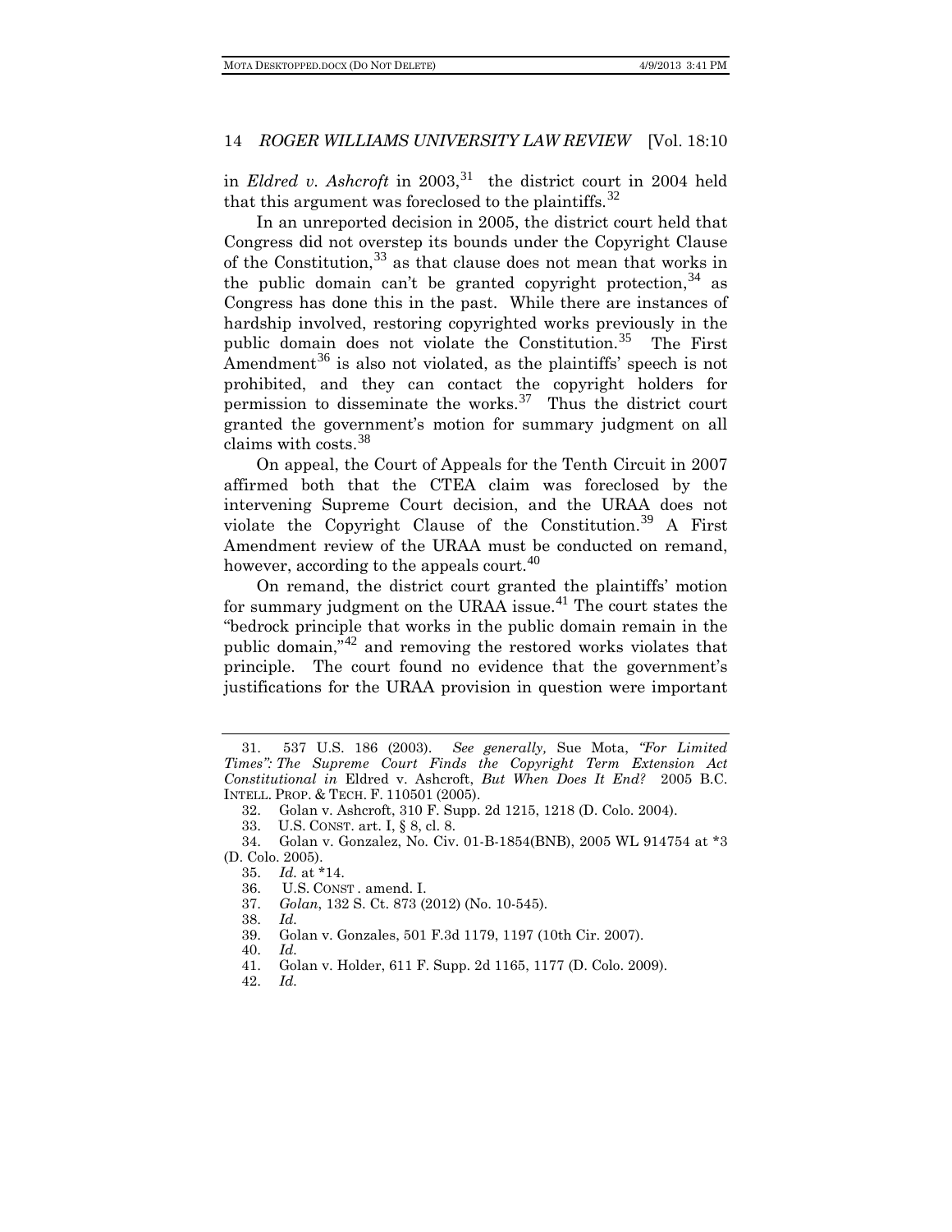in *Eldred v. Ashcroft* in 2003,[31] the district court in 2004 held that this argument was foreclosed to the plaintiffs.[32]

In an unreported decision in 2005, the district court held that Congress did not overstep its bounds under the Copyright Clause of the Constitution,[33] as that clause does not mean that works in the public domain can't be granted copyright protection,[34] as Congress has done this in the past. While there are instances of hardship involved, restoring copyrighted works previously in the public domain does not violate the Constitution.[35] The First Amendment[36] is also not violated, as the plaintiffs' speech is not prohibited, and they can contact the copyright holders for permission to disseminate the works.[37] Thus the district court granted the government's motion for summary judgment on all claims with costs.[38]

On appeal, the Court of Appeals for the Tenth Circuit in 2007 affirmed both that the CTEA claim was foreclosed by the intervening Supreme Court decision, and the URAA does not violate the Copyright Clause of the Constitution.[39] A First Amendment review of the URAA must be conducted on remand, however, according to the appeals court.[40]

On remand, the district court granted the plaintiffs' motion for summary judgment on the URAA issue.[41] The court states the "bedrock principle that works in the public domain remain in the public domain,"[42] and removing the restored works violates that principle. The court found no evidence that the government's justifications for the URAA provision in question were important

---

31. 537 U.S. 186 (2003). *See generally,* Sue Mota, *"For Limited Times": The Supreme Court Finds the Copyright Term Extension Act Constitutional in* Eldred v. Ashcroft, *But When Does It End?* 2005 B.C. INTELL. PROP. & TECH. F. 110501 (2005).

32. Golan v. Ashcroft, 310 F. Supp. 2d 1215, 1218 (D. Colo. 2004).

33. U.S. CONST. art. I, § 8, cl. 8.

34. Golan v. Gonzalez, No. Civ. 01-B-1854(BNB), 2005 WL 914754 at *3 (D. Colo. 2005).

35. *Id.* at *14.

36. U.S. CONST . amend. I.

37. *Golan*, 132 S. Ct. 873 (2012) (No. 10-545).

38. *Id.*

39. Golan v. Gonzales, 501 F.3d 1179, 1197 (10th Cir. 2007).

40. *Id.*

41. Golan v. Holder, 611 F. Supp. 2d 1165, 1177 (D. Colo. 2009).

42. *Id.*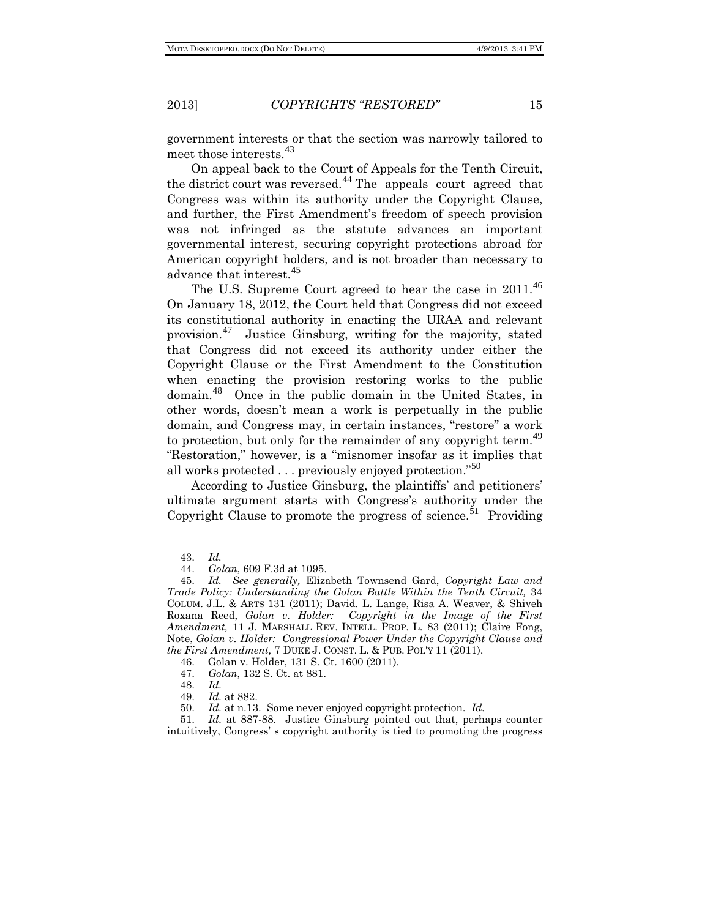government interests or that the section was narrowly tailored to meet those interests.[43]

On appeal back to the Court of Appeals for the Tenth Circuit, the district court was reversed.[44] The appeals court agreed that Congress was within its authority under the Copyright Clause, and further, the First Amendment's freedom of speech provision was not infringed as the statute advances an important governmental interest, securing copyright protections abroad for American copyright holders, and is not broader than necessary to advance that interest.[45]

The U.S. Supreme Court agreed to hear the case in 2011.[46] On January 18, 2012, the Court held that Congress did not exceed its constitutional authority in enacting the URAA and relevant provision.[47] Justice Ginsburg, writing for the majority, stated that Congress did not exceed its authority under either the Copyright Clause or the First Amendment to the Constitution when enacting the provision restoring works to the public domain.[48] Once in the public domain in the United States, in other words, doesn't mean a work is perpetually in the public domain, and Congress may, in certain instances, "restore" a work to protection, but only for the remainder of any copyright term.[49] "Restoration," however, is a "misnomer insofar as it implies that all works protected . . . previously enjoyed protection."[50]

According to Justice Ginsburg, the plaintiffs' and petitioners' ultimate argument starts with Congress's authority under the Copyright Clause to promote the progress of science.[51] Providing

---

43. *Id.*

44. *Golan*, 609 F.3d at 1095.

45. *Id. See generally,* Elizabeth Townsend Gard, *Copyright Law and Trade Policy: Understanding the Golan Battle Within the Tenth Circuit,* 34 COLUM. J.L. & ARTS 131 (2011); David. L. Lange, Risa A. Weaver, & Shiveh Roxana Reed, *Golan v. Holder: Copyright in the Image of the First Amendment,* 11 J. MARSHALL REV. INTELL. PROP. L. 83 (2011); Claire Fong, Note, *Golan v. Holder: Congressional Power Under the Copyright Clause and the First Amendment,* 7 DUKE J. CONST. L. & PUB. POL'Y 11 (2011).

46. Golan v. Holder, 131 S. Ct. 1600 (2011).

47. *Golan*, 132 S. Ct. at 881.

48. *Id.*

49. *Id.* at 882.

50. *Id.* at n.13. Some never enjoyed copyright protection. *Id.*

51. *Id.* at 887-88. Justice Ginsburg pointed out that, perhaps counter intuitively, Congress' s copyright authority is tied to promoting the progress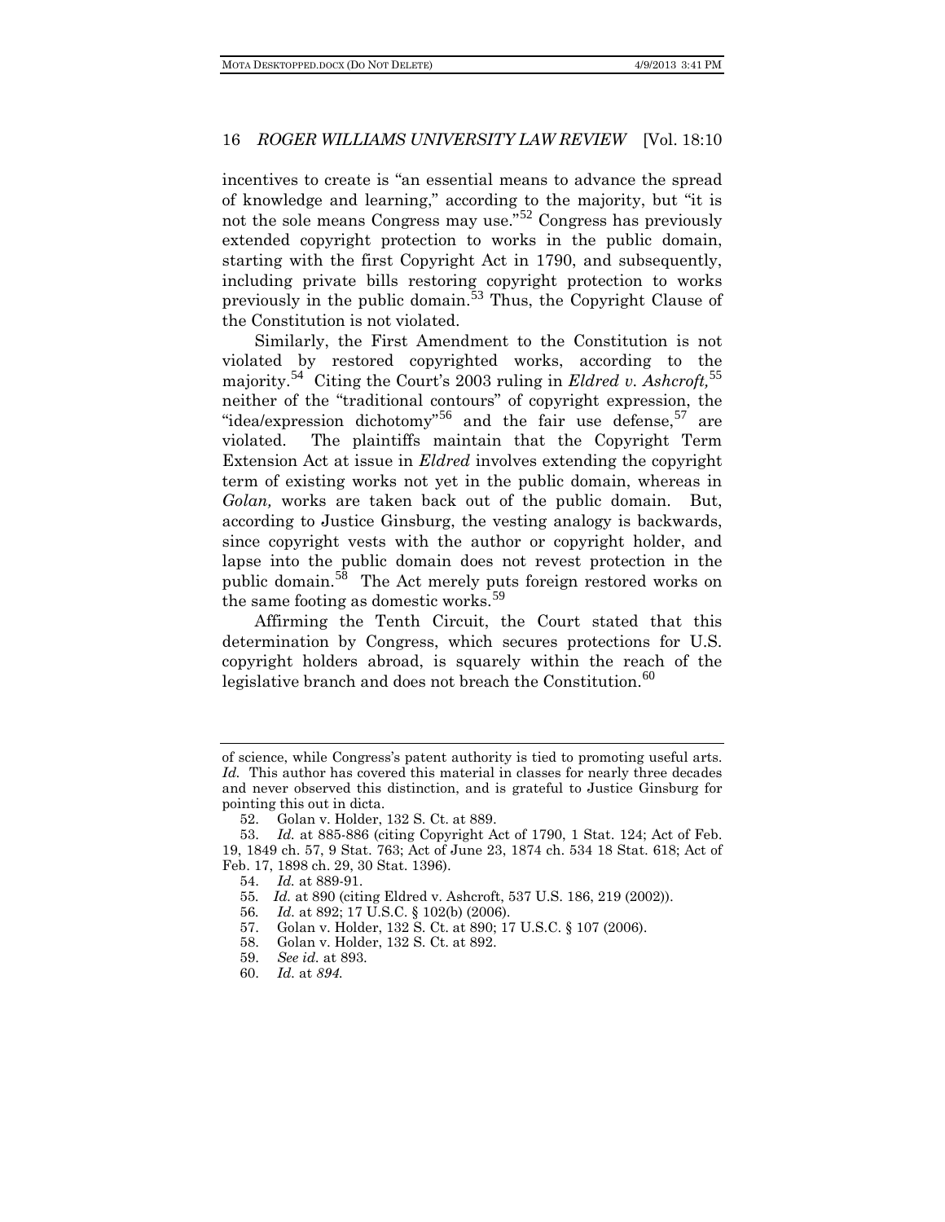incentives to create is "an essential means to advance the spread of knowledge and learning," according to the majority, but "it is not the sole means Congress may use."[52] Congress has previously extended copyright protection to works in the public domain, starting with the first Copyright Act in 1790, and subsequently, including private bills restoring copyright protection to works previously in the public domain.[53] Thus, the Copyright Clause of the Constitution is not violated.

Similarly, the First Amendment to the Constitution is not violated by restored copyrighted works, according to the majority.[54] Citing the Court's 2003 ruling in *Eldred v. Ashcroft,*[55] neither of the "traditional contours" of copyright expression, the "idea/expression dichotomy"[56] and the fair use defense,[57] are violated. The plaintiffs maintain that the Copyright Term Extension Act at issue in *Eldred* involves extending the copyright term of existing works not yet in the public domain, whereas in *Golan,* works are taken back out of the public domain. But, according to Justice Ginsburg, the vesting analogy is backwards, since copyright vests with the author or copyright holder, and lapse into the public domain does not revest protection in the public domain.[58] The Act merely puts foreign restored works on the same footing as domestic works.[59]

Affirming the Tenth Circuit, the Court stated that this determination by Congress, which secures protections for U.S. copyright holders abroad, is squarely within the reach of the legislative branch and does not breach the Constitution.[60]

---

of science, while Congress's patent authority is tied to promoting useful arts. *Id.* This author has covered this material in classes for nearly three decades and never observed this distinction, and is grateful to Justice Ginsburg for pointing this out in dicta.

52. Golan v. Holder, 132 S. Ct. at 889.

53. *Id.* at 885-886 (citing Copyright Act of 1790, 1 Stat. 124; Act of Feb. 19, 1849 ch. 57, 9 Stat. 763; Act of June 23, 1874 ch. 534 18 Stat. 618; Act of Feb. 17, 1898 ch. 29, 30 Stat. 1396).

54. *Id.* at 889-91.

55. *Id.* at 890 (citing Eldred v. Ashcroft, 537 U.S. 186, 219 (2002)).

56. *Id.* at 892; 17 U.S.C. § 102(b) (2006).

57. Golan v. Holder, 132 S. Ct. at 890; 17 U.S.C. § 107 (2006).

58. Golan v. Holder, 132 S. Ct. at 892.

59. *See id.* at 893.

60. *Id.* at *894.*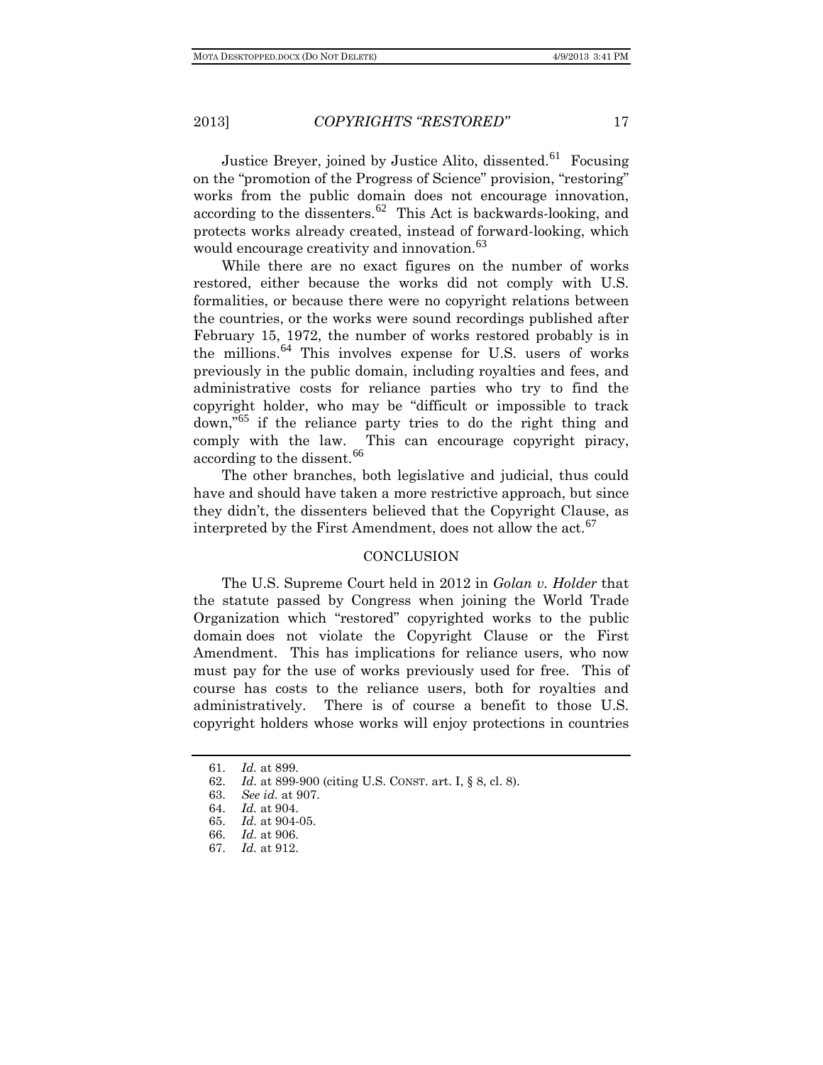Justice Breyer, joined by Justice Alito, dissented.[61] Focusing on the "promotion of the Progress of Science" provision, "restoring" works from the public domain does not encourage innovation, according to the dissenters.[62] This Act is backwards-looking, and protects works already created, instead of forward-looking, which would encourage creativity and innovation.[63]

While there are no exact figures on the number of works restored, either because the works did not comply with U.S. formalities, or because there were no copyright relations between the countries, or the works were sound recordings published after February 15, 1972, the number of works restored probably is in the millions.[64] This involves expense for U.S. users of works previously in the public domain, including royalties and fees, and administrative costs for reliance parties who try to find the copyright holder, who may be "difficult or impossible to track down,"[65] if the reliance party tries to do the right thing and comply with the law. This can encourage copyright piracy, according to the dissent.[66]

The other branches, both legislative and judicial, thus could have and should have taken a more restrictive approach, but since they didn't, the dissenters believed that the Copyright Clause, as interpreted by the First Amendment, does not allow the act.[67]

## CONCLUSION

The U.S. Supreme Court held in 2012 in *Golan v. Holder* that the statute passed by Congress when joining the World Trade Organization which "restored" copyrighted works to the public domain does not violate the Copyright Clause or the First Amendment. This has implications for reliance users, who now must pay for the use of works previously used for free. This of course has costs to the reliance users, both for royalties and administratively. There is of course a benefit to those U.S. copyright holders whose works will enjoy protections in countries

---

61. *Id.* at 899.
62. *Id.* at 899-900 (citing U.S. CONST. art. I, § 8, cl. 8).
63. *See id.* at 907.
64. *Id.* at 904.
65. *Id.* at 904-05.
66. *Id.* at 906.
67. *Id.* at 912.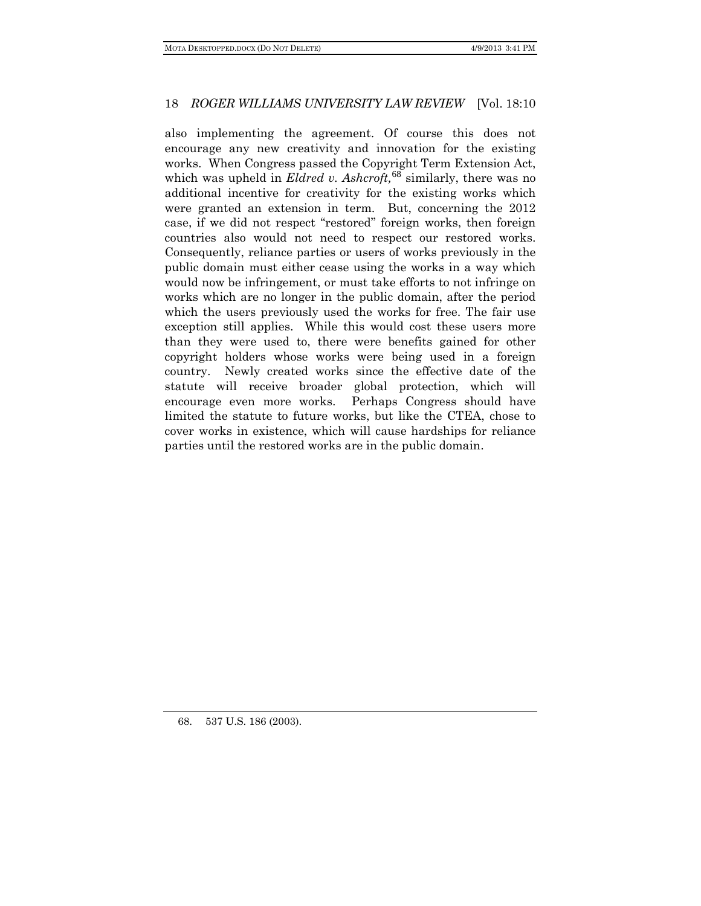also implementing the agreement. Of course this does not encourage any new creativity and innovation for the existing works. When Congress passed the Copyright Term Extension Act, which was upheld in *Eldred v. Ashcroft,*[68] similarly, there was no additional incentive for creativity for the existing works which were granted an extension in term. But, concerning the 2012 case, if we did not respect "restored" foreign works, then foreign countries also would not need to respect our restored works. Consequently, reliance parties or users of works previously in the public domain must either cease using the works in a way which would now be infringement, or must take efforts to not infringe on works which are no longer in the public domain, after the period which the users previously used the works for free. The fair use exception still applies. While this would cost these users more than they were used to, there were benefits gained for other copyright holders whose works were being used in a foreign country. Newly created works since the effective date of the statute will receive broader global protection, which will encourage even more works. Perhaps Congress should have limited the statute to future works, but like the CTEA, chose to cover works in existence, which will cause hardships for reliance parties until the restored works are in the public domain.

68. 537 U.S. 186 (2003).